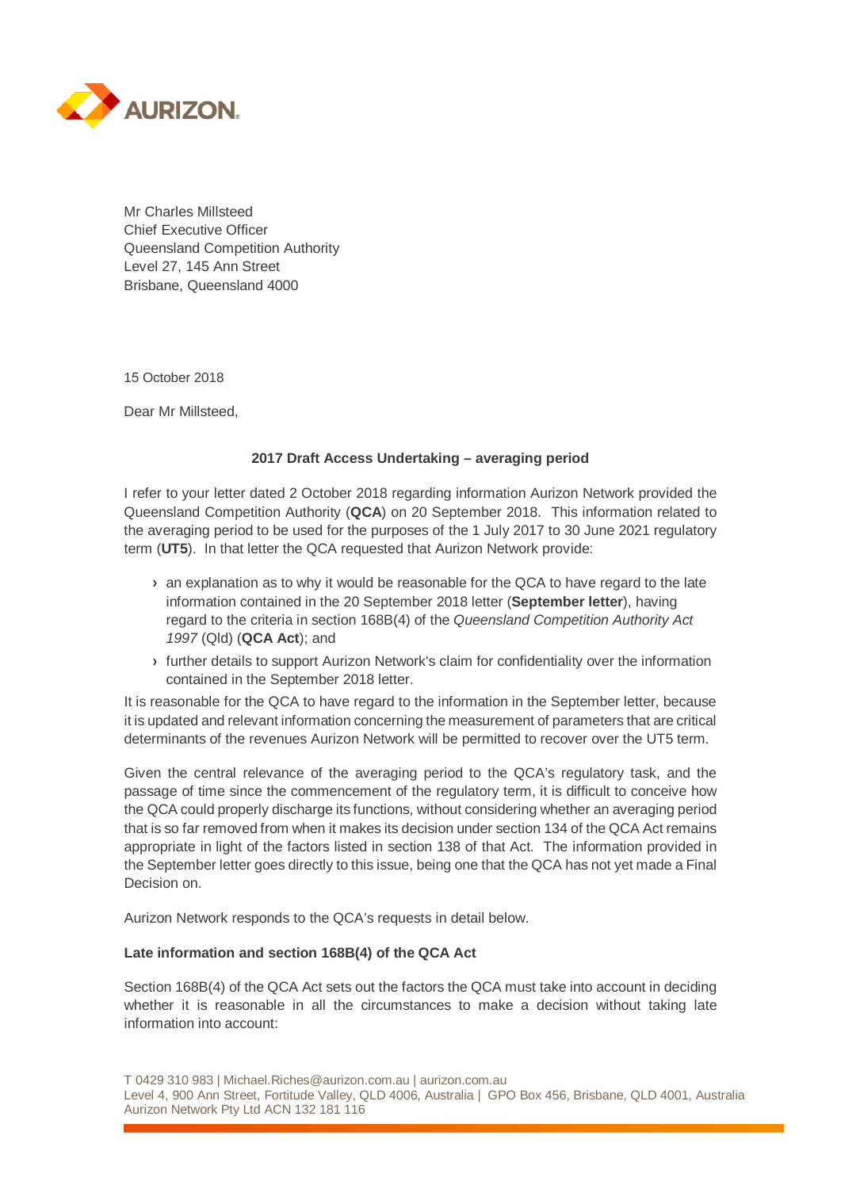Mr Charles Millsteed
Chief Executive Officer
Queensland Competition Authority
Level 27, 145 Ann Street
Brisbane, Queensland 4000

15 October 2018

Dear Mr Millsteed,

**2017 Draft Access Undertaking – averaging period**

I refer to your letter dated 2 October 2018 regarding information Aurizon Network provided the Queensland Competition Authority (**QCA**) on 20 September 2018. This information related to the averaging period to be used for the purposes of the 1 July 2017 to 30 June 2021 regulatory term (**UT5**). In that letter the QCA requested that Aurizon Network provide:

- an explanation as to why it would be reasonable for the QCA to have regard to the late information contained in the 20 September 2018 letter (**September letter**), having regard to the criteria in section 168B(4) of the *Queensland Competition Authority Act 1997* (Qld) (**QCA Act**); and
- further details to support Aurizon Network's claim for confidentiality over the information contained in the September 2018 letter.

It is reasonable for the QCA to have regard to the information in the September letter, because it is updated and relevant information concerning the measurement of parameters that are critical determinants of the revenues Aurizon Network will be permitted to recover over the UT5 term.

Given the central relevance of the averaging period to the QCA's regulatory task, and the passage of time since the commencement of the regulatory term, it is difficult to conceive how the QCA could properly discharge its functions, without considering whether an averaging period that is so far removed from when it makes its decision under section 134 of the QCA Act remains appropriate in light of the factors listed in section 138 of that Act. The information provided in the September letter goes directly to this issue, being one that the QCA has not yet made a Final Decision on.

Aurizon Network responds to the QCA's requests in detail below.

**Late information and section 168B(4) of the QCA Act**

Section 168B(4) of the QCA Act sets out the factors the QCA must take into account in deciding whether it is reasonable in all the circumstances to make a decision without taking late information into account: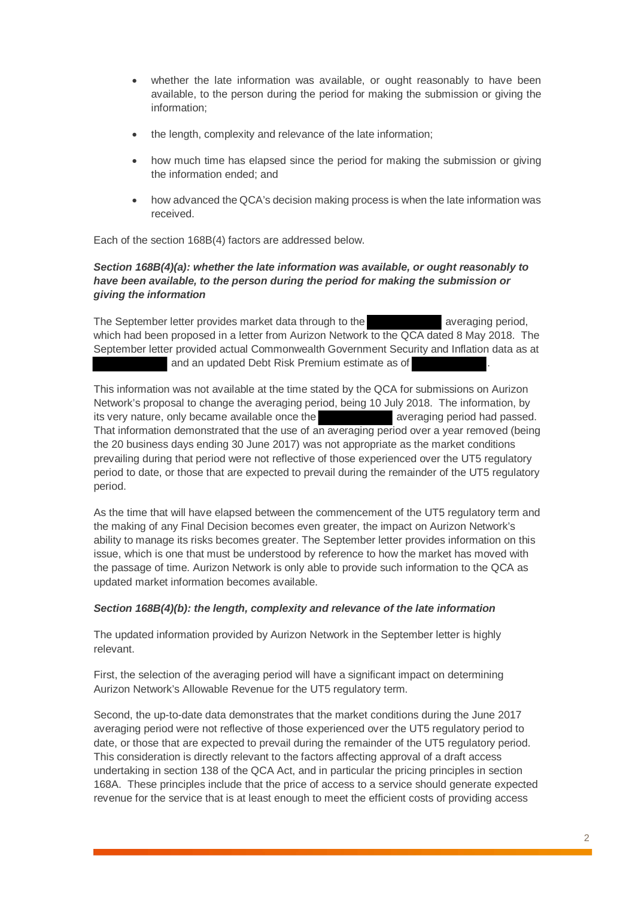- whether the late information was available, or ought reasonably to have been available, to the person during the period for making the submission or giving the information;
- the length, complexity and relevance of the late information;
- how much time has elapsed since the period for making the submission or giving the information ended; and
- how advanced the QCA's decision making process is when the late information was received.

Each of the section 168B(4) factors are addressed below.

***Section 168B(4)(a): whether the late information was available, or ought reasonably to have been available, to the person during the period for making the submission or giving the information***

The September letter provides market data through to the [redacted] averaging period, which had been proposed in a letter from Aurizon Network to the QCA dated 8 May 2018. The September letter provided actual Commonwealth Government Security and Inflation data as at [redacted] and an updated Debt Risk Premium estimate as of [redacted].

This information was not available at the time stated by the QCA for submissions on Aurizon Network's proposal to change the averaging period, being 10 July 2018. The information, by its very nature, only became available once the [redacted] averaging period had passed. That information demonstrated that the use of an averaging period over a year removed (being the 20 business days ending 30 June 2017) was not appropriate as the market conditions prevailing during that period were not reflective of those experienced over the UT5 regulatory period to date, or those that are expected to prevail during the remainder of the UT5 regulatory period.

As the time that will have elapsed between the commencement of the UT5 regulatory term and the making of any Final Decision becomes even greater, the impact on Aurizon Network's ability to manage its risks becomes greater. The September letter provides information on this issue, which is one that must be understood by reference to how the market has moved with the passage of time. Aurizon Network is only able to provide such information to the QCA as updated market information becomes available.

***Section 168B(4)(b): the length, complexity and relevance of the late information***

The updated information provided by Aurizon Network in the September letter is highly relevant.

First, the selection of the averaging period will have a significant impact on determining Aurizon Network's Allowable Revenue for the UT5 regulatory term.

Second, the up-to-date data demonstrates that the market conditions during the June 2017 averaging period were not reflective of those experienced over the UT5 regulatory period to date, or those that are expected to prevail during the remainder of the UT5 regulatory period. This consideration is directly relevant to the factors affecting approval of a draft access undertaking in section 138 of the QCA Act, and in particular the pricing principles in section 168A. These principles include that the price of access to a service should generate expected revenue for the service that is at least enough to meet the efficient costs of providing access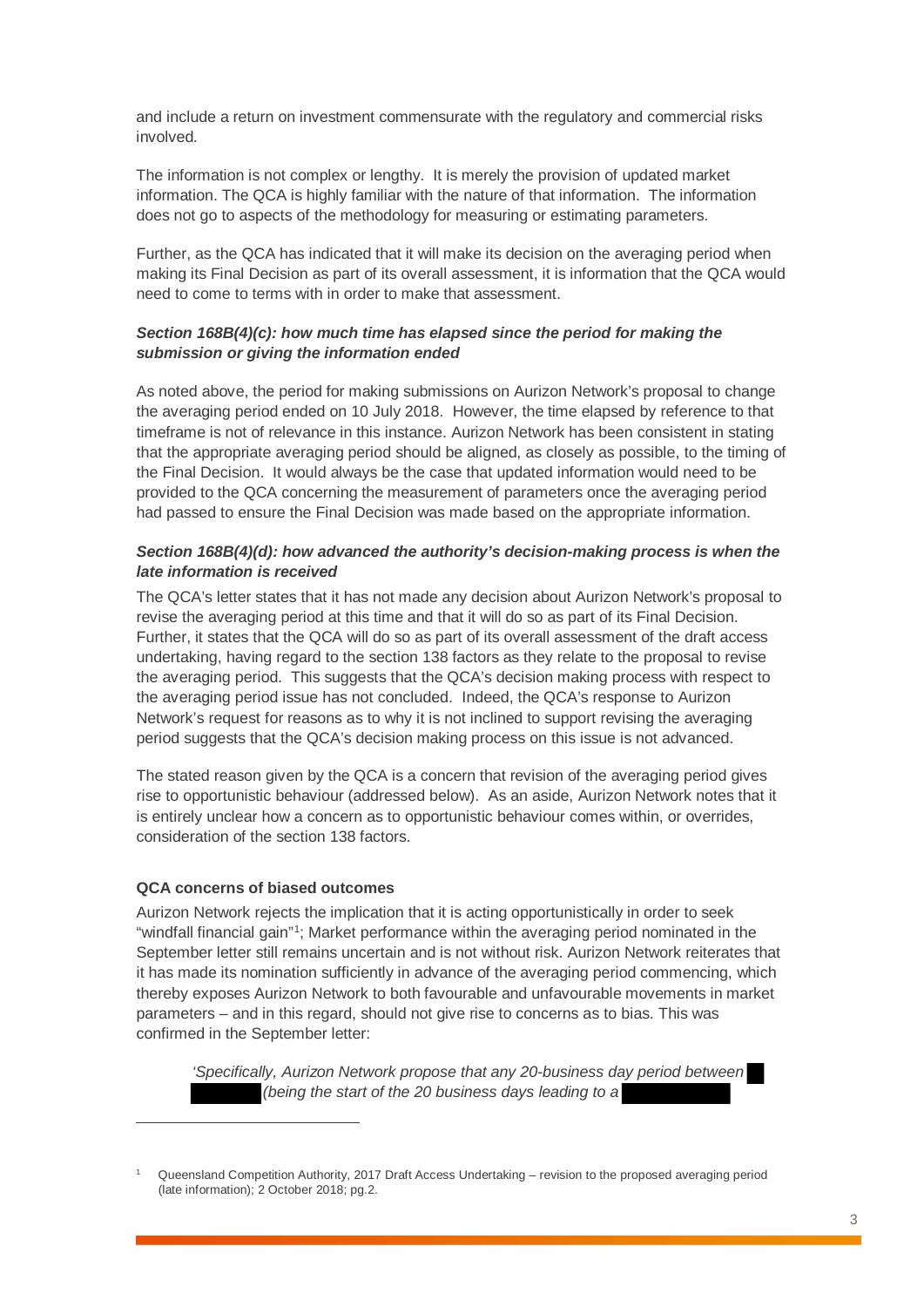and include a return on investment commensurate with the regulatory and commercial risks involved.

The information is not complex or lengthy. It is merely the provision of updated market information. The QCA is highly familiar with the nature of that information. The information does not go to aspects of the methodology for measuring or estimating parameters.

Further, as the QCA has indicated that it will make its decision on the averaging period when making its Final Decision as part of its overall assessment, it is information that the QCA would need to come to terms with in order to make that assessment.

***Section 168B(4)(c): how much time has elapsed since the period for making the submission or giving the information ended***

As noted above, the period for making submissions on Aurizon Network's proposal to change the averaging period ended on 10 July 2018. However, the time elapsed by reference to that timeframe is not of relevance in this instance. Aurizon Network has been consistent in stating that the appropriate averaging period should be aligned, as closely as possible, to the timing of the Final Decision. It would always be the case that updated information would need to be provided to the QCA concerning the measurement of parameters once the averaging period had passed to ensure the Final Decision was made based on the appropriate information.

***Section 168B(4)(d): how advanced the authority's decision-making process is when the late information is received***

The QCA's letter states that it has not made any decision about Aurizon Network's proposal to revise the averaging period at this time and that it will do so as part of its Final Decision. Further, it states that the QCA will do so as part of its overall assessment of the draft access undertaking, having regard to the section 138 factors as they relate to the proposal to revise the averaging period. This suggests that the QCA's decision making process with respect to the averaging period issue has not concluded. Indeed, the QCA's response to Aurizon Network's request for reasons as to why it is not inclined to support revising the averaging period suggests that the QCA's decision making process on this issue is not advanced.

The stated reason given by the QCA is a concern that revision of the averaging period gives rise to opportunistic behaviour (addressed below). As an aside, Aurizon Network notes that it is entirely unclear how a concern as to opportunistic behaviour comes within, or overrides, consideration of the section 138 factors.

**QCA concerns of biased outcomes**

Aurizon Network rejects the implication that it is acting opportunistically in order to seek "windfall financial gain"[1]; Market performance within the averaging period nominated in the September letter still remains uncertain and is not without risk. Aurizon Network reiterates that it has made its nomination sufficiently in advance of the averaging period commencing, which thereby exposes Aurizon Network to both favourable and unfavourable movements in market parameters – and in this regard, should not give rise to concerns as to bias. This was confirmed in the September letter:

> *'Specifically, Aurizon Network propose that any 20-business day period between [REDACTED] (being the start of the 20 business days leading to a [REDACTED]*

[1] Queensland Competition Authority, 2017 Draft Access Undertaking – revision to the proposed averaging period (late information); 2 October 2018; pg.2.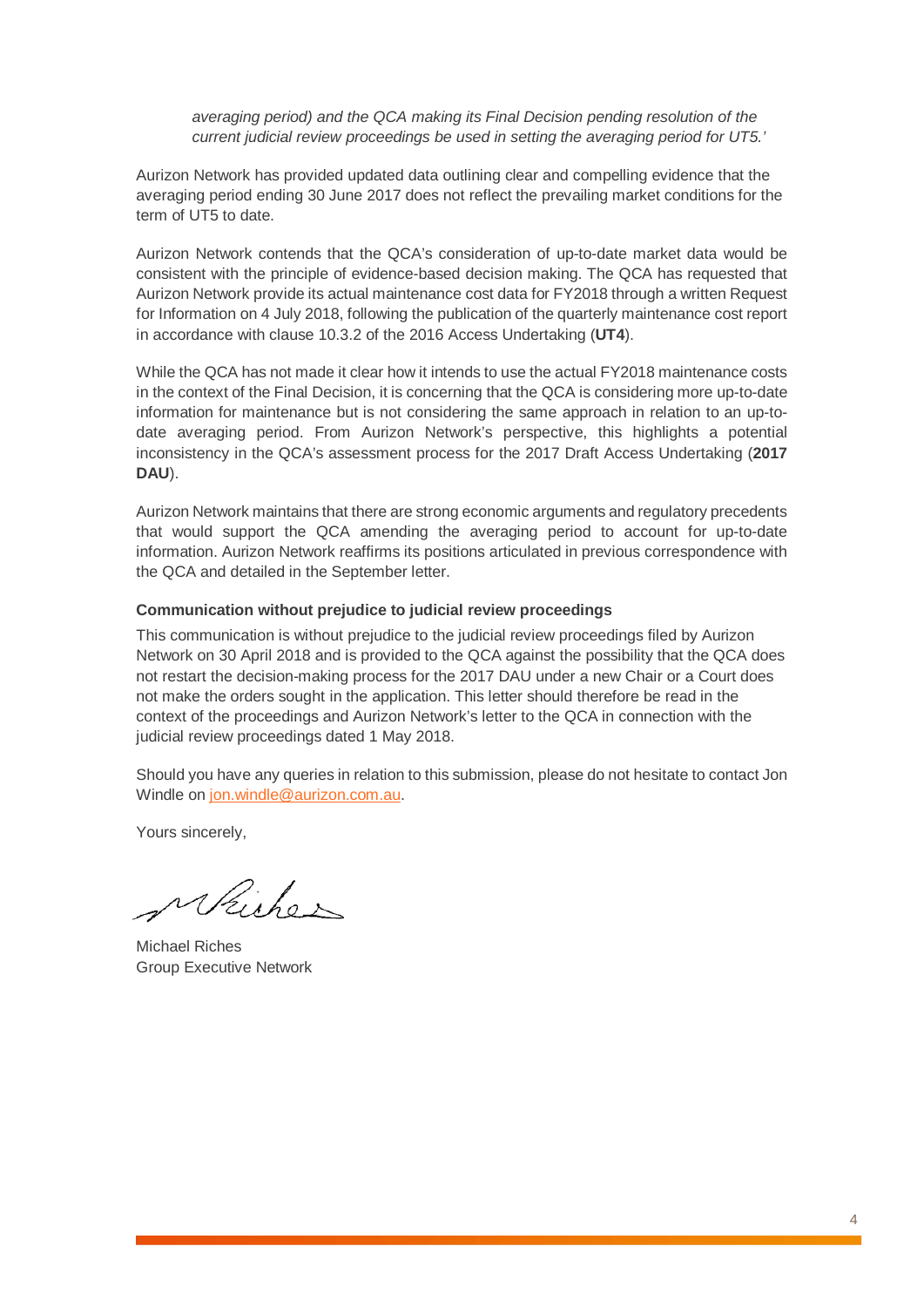*averaging period) and the QCA making its Final Decision pending resolution of the current judicial review proceedings be used in setting the averaging period for UT5.'*

Aurizon Network has provided updated data outlining clear and compelling evidence that the averaging period ending 30 June 2017 does not reflect the prevailing market conditions for the term of UT5 to date.

Aurizon Network contends that the QCA's consideration of up-to-date market data would be consistent with the principle of evidence-based decision making. The QCA has requested that Aurizon Network provide its actual maintenance cost data for FY2018 through a written Request for Information on 4 July 2018, following the publication of the quarterly maintenance cost report in accordance with clause 10.3.2 of the 2016 Access Undertaking (**UT4**).

While the QCA has not made it clear how it intends to use the actual FY2018 maintenance costs in the context of the Final Decision, it is concerning that the QCA is considering more up-to-date information for maintenance but is not considering the same approach in relation to an up-to-date averaging period. From Aurizon Network's perspective, this highlights a potential inconsistency in the QCA's assessment process for the 2017 Draft Access Undertaking (**2017 DAU**).

Aurizon Network maintains that there are strong economic arguments and regulatory precedents that would support the QCA amending the averaging period to account for up-to-date information. Aurizon Network reaffirms its positions articulated in previous correspondence with the QCA and detailed in the September letter.

**Communication without prejudice to judicial review proceedings**

This communication is without prejudice to the judicial review proceedings filed by Aurizon Network on 30 April 2018 and is provided to the QCA against the possibility that the QCA does not restart the decision-making process for the 2017 DAU under a new Chair or a Court does not make the orders sought in the application. This letter should therefore be read in the context of the proceedings and Aurizon Network's letter to the QCA in connection with the judicial review proceedings dated 1 May 2018.

Should you have any queries in relation to this submission, please do not hesitate to contact Jon Windle on jon.windle@aurizon.com.au.

Yours sincerely,

Michael Riches
Group Executive Network